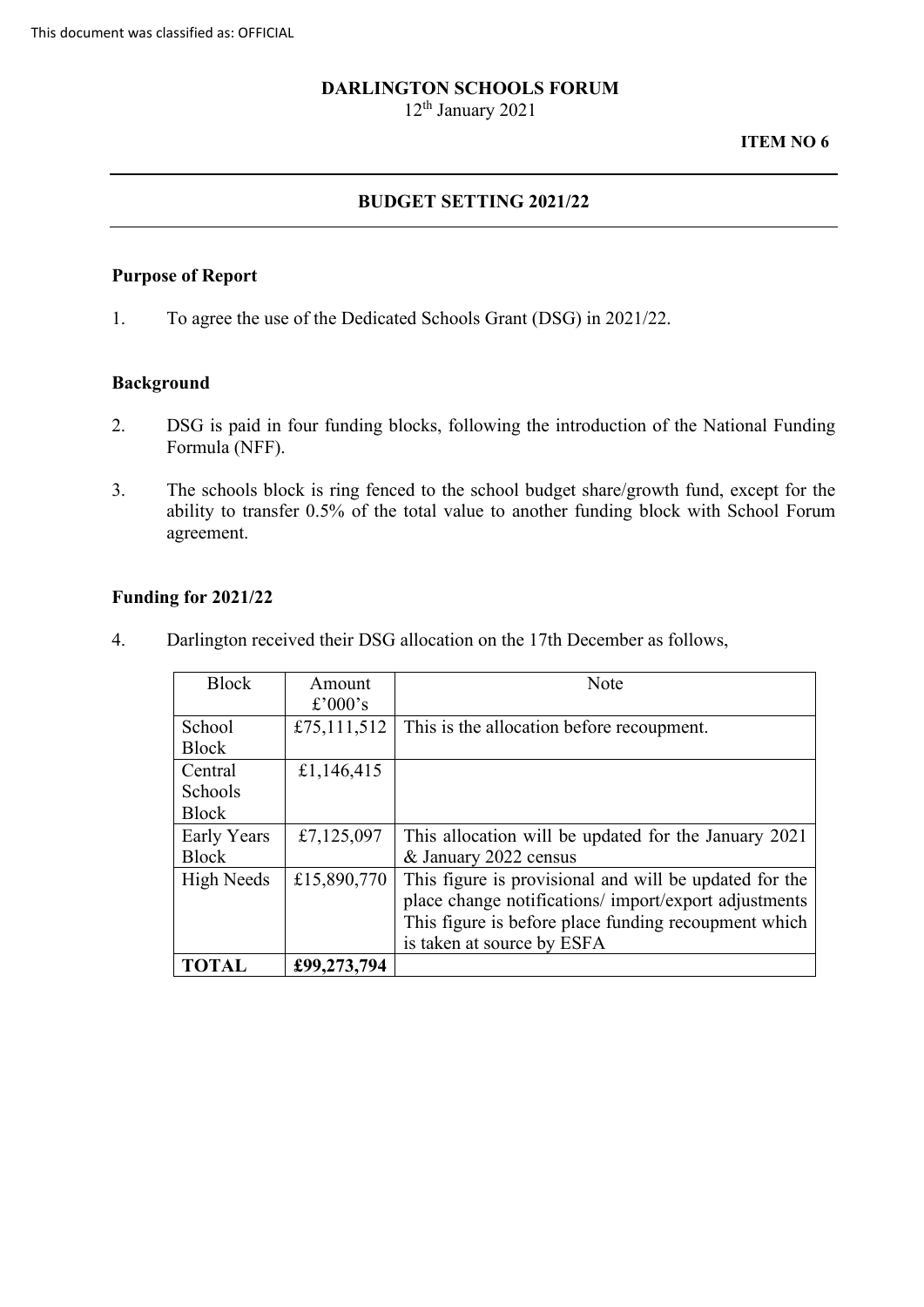This document was classified as: OFFICIAL

**DARLINGTON SCHOOLS FORUM**

12th January 2021

**ITEM NO 6**

---

## BUDGET SETTING 2021/22

---

### Purpose of Report

1. To agree the use of the Dedicated Schools Grant (DSG) in 2021/22.

### Background

2. DSG is paid in four funding blocks, following the introduction of the National Funding Formula (NFF).

3. The schools block is ring fenced to the school budget share/growth fund, except for the ability to transfer 0.5% of the total value to another funding block with School Forum agreement.

### Funding for 2021/22

4. Darlington received their DSG allocation on the 17th December as follows,

| Block | Amount £'000's | Note |
|---|---|---|
| School Block | £75,111,512 | This is the allocation before recoupment. |
| Central Schools Block | £1,146,415 | |
| Early Years Block | £7,125,097 | This allocation will be updated for the January 2021 & January 2022 census |
| High Needs | £15,890,770 | This figure is provisional and will be updated for the place change notifications/ import/export adjustments This figure is before place funding recoupment which is taken at source by ESFA |
| **TOTAL** | **£99,273,794** | |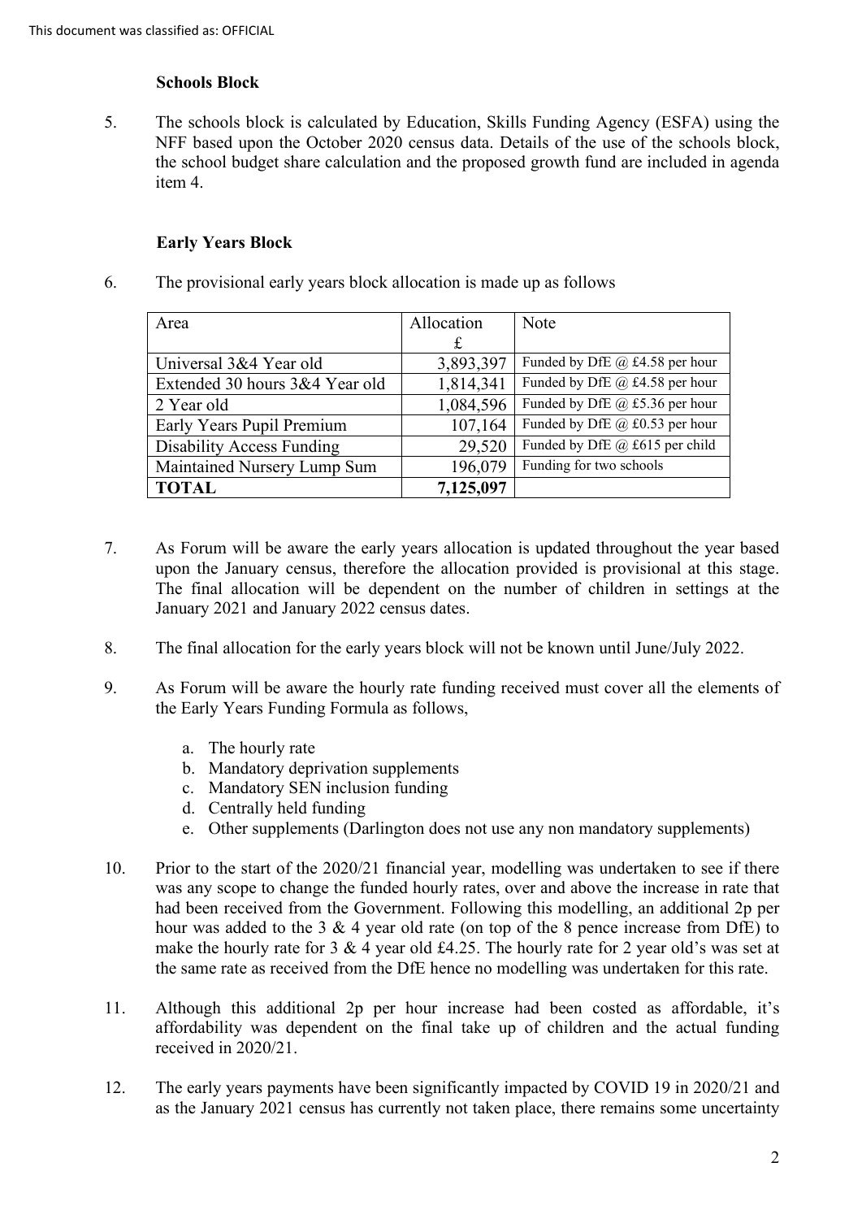### Schools Block

5. The schools block is calculated by Education, Skills Funding Agency (ESFA) using the NFF based upon the October 2020 census data. Details of the use of the schools block, the school budget share calculation and the proposed growth fund are included in agenda item 4.

### Early Years Block

6. The provisional early years block allocation is made up as follows

| Area | Allocation £ | Note |
|---|---|---|
| Universal 3&4 Year old | 3,893,397 | Funded by DfE @ £4.58 per hour |
| Extended 30 hours 3&4 Year old | 1,814,341 | Funded by DfE @ £4.58 per hour |
| 2 Year old | 1,084,596 | Funded by DfE @ £5.36 per hour |
| Early Years Pupil Premium | 107,164 | Funded by DfE @ £0.53 per hour |
| Disability Access Funding | 29,520 | Funded by DfE @ £615 per child |
| Maintained Nursery Lump Sum | 196,079 | Funding for two schools |
| **TOTAL** | **7,125,097** | |

7. As Forum will be aware the early years allocation is updated throughout the year based upon the January census, therefore the allocation provided is provisional at this stage. The final allocation will be dependent on the number of children in settings at the January 2021 and January 2022 census dates.

8. The final allocation for the early years block will not be known until June/July 2022.

9. As Forum will be aware the hourly rate funding received must cover all the elements of the Early Years Funding Formula as follows,

   a. The hourly rate
   b. Mandatory deprivation supplements
   c. Mandatory SEN inclusion funding
   d. Centrally held funding
   e. Other supplements (Darlington does not use any non mandatory supplements)

10. Prior to the start of the 2020/21 financial year, modelling was undertaken to see if there was any scope to change the funded hourly rates, over and above the increase in rate that had been received from the Government. Following this modelling, an additional 2p per hour was added to the 3 & 4 year old rate (on top of the 8 pence increase from DfE) to make the hourly rate for 3 & 4 year old £4.25. The hourly rate for 2 year old's was set at the same rate as received from the DfE hence no modelling was undertaken for this rate.

11. Although this additional 2p per hour increase had been costed as affordable, it's affordability was dependent on the final take up of children and the actual funding received in 2020/21.

12. The early years payments have been significantly impacted by COVID 19 in 2020/21 and as the January 2021 census has currently not taken place, there remains some uncertainty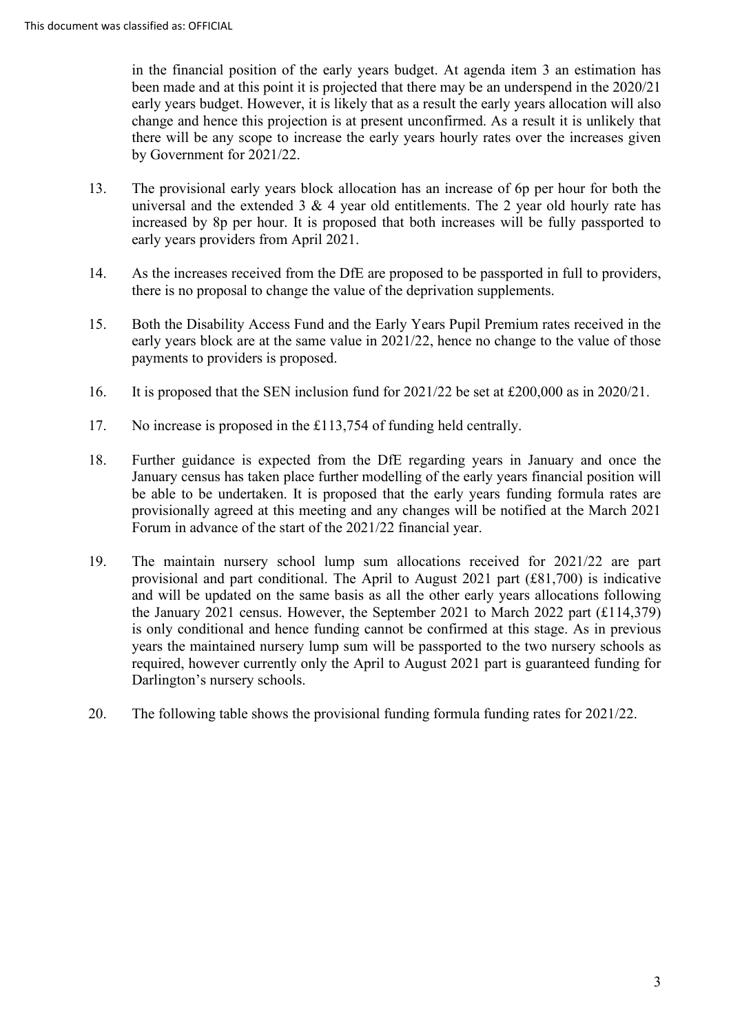in the financial position of the early years budget. At agenda item 3 an estimation has been made and at this point it is projected that there may be an underspend in the 2020/21 early years budget. However, it is likely that as a result the early years allocation will also change and hence this projection is at present unconfirmed. As a result it is unlikely that there will be any scope to increase the early years hourly rates over the increases given by Government for 2021/22.

13. The provisional early years block allocation has an increase of 6p per hour for both the universal and the extended 3 & 4 year old entitlements. The 2 year old hourly rate has increased by 8p per hour. It is proposed that both increases will be fully passported to early years providers from April 2021.

14. As the increases received from the DfE are proposed to be passported in full to providers, there is no proposal to change the value of the deprivation supplements.

15. Both the Disability Access Fund and the Early Years Pupil Premium rates received in the early years block are at the same value in 2021/22, hence no change to the value of those payments to providers is proposed.

16. It is proposed that the SEN inclusion fund for 2021/22 be set at £200,000 as in 2020/21.

17. No increase is proposed in the £113,754 of funding held centrally.

18. Further guidance is expected from the DfE regarding years in January and once the January census has taken place further modelling of the early years financial position will be able to be undertaken. It is proposed that the early years funding formula rates are provisionally agreed at this meeting and any changes will be notified at the March 2021 Forum in advance of the start of the 2021/22 financial year.

19. The maintain nursery school lump sum allocations received for 2021/22 are part provisional and part conditional. The April to August 2021 part (£81,700) is indicative and will be updated on the same basis as all the other early years allocations following the January 2021 census. However, the September 2021 to March 2022 part (£114,379) is only conditional and hence funding cannot be confirmed at this stage. As in previous years the maintained nursery lump sum will be passported to the two nursery schools as required, however currently only the April to August 2021 part is guaranteed funding for Darlington's nursery schools.

20. The following table shows the provisional funding formula funding rates for 2021/22.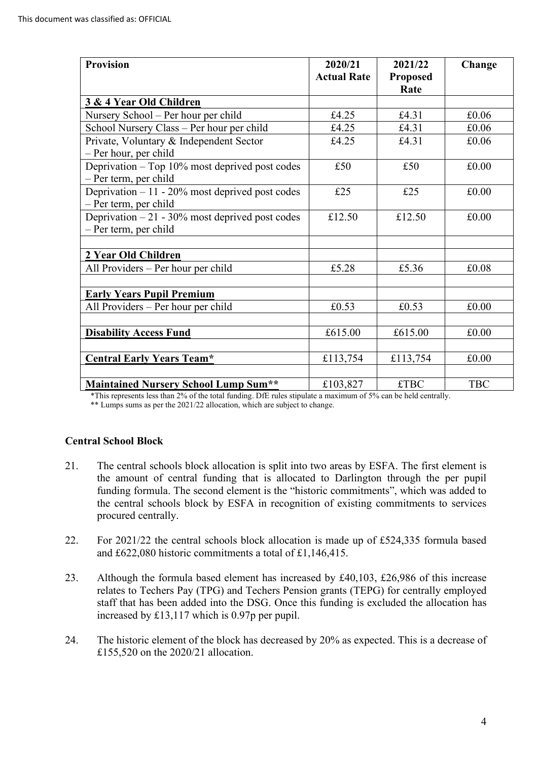This document was classified as: OFFICIAL

| Provision | 2020/21 Actual Rate | 2021/22 Proposed Rate | Change |
|---|---|---|---|
| **3 & 4 Year Old Children** | | | |
| Nursery School – Per hour per child | £4.25 | £4.31 | £0.06 |
| School Nursery Class – Per hour per child | £4.25 | £4.31 | £0.06 |
| Private, Voluntary & Independent Sector – Per hour, per child | £4.25 | £4.31 | £0.06 |
| Deprivation – Top 10% most deprived post codes – Per term, per child | £50 | £50 | £0.00 |
| Deprivation – 11 - 20% most deprived post codes – Per term, per child | £25 | £25 | £0.00 |
| Deprivation – 21 - 30% most deprived post codes – Per term, per child | £12.50 | £12.50 | £0.00 |
| | | | |
| **2 Year Old Children** | | | |
| All Providers – Per hour per child | £5.28 | £5.36 | £0.08 |
| | | | |
| **Early Years Pupil Premium** | | | |
| All Providers – Per hour per child | £0.53 | £0.53 | £0.00 |
| | | | |
| **Disability Access Fund** | £615.00 | £615.00 | £0.00 |
| | | | |
| **Central Early Years Team*** | £113,754 | £113,754 | £0.00 |
| | | | |
| **Maintained Nursery School Lump Sum**** | £103,827 | £TBC | TBC |

*This represents less than 2% of the total funding. DfE rules stipulate a maximum of 5% can be held centrally.

** Lumps sums as per the 2021/22 allocation, which are subject to change.

### Central School Block

21. The central schools block allocation is split into two areas by ESFA. The first element is the amount of central funding that is allocated to Darlington through the per pupil funding formula. The second element is the "historic commitments", which was added to the central schools block by ESFA in recognition of existing commitments to services procured centrally.

22. For 2021/22 the central schools block allocation is made up of £524,335 formula based and £622,080 historic commitments a total of £1,146,415.

23. Although the formula based element has increased by £40,103, £26,986 of this increase relates to Techers Pay (TPG) and Techers Pension grants (TEPG) for centrally employed staff that has been added into the DSG. Once this funding is excluded the allocation has increased by £13,117 which is 0.97p per pupil.

24. The historic element of the block has decreased by 20% as expected. This is a decrease of £155,520 on the 2020/21 allocation.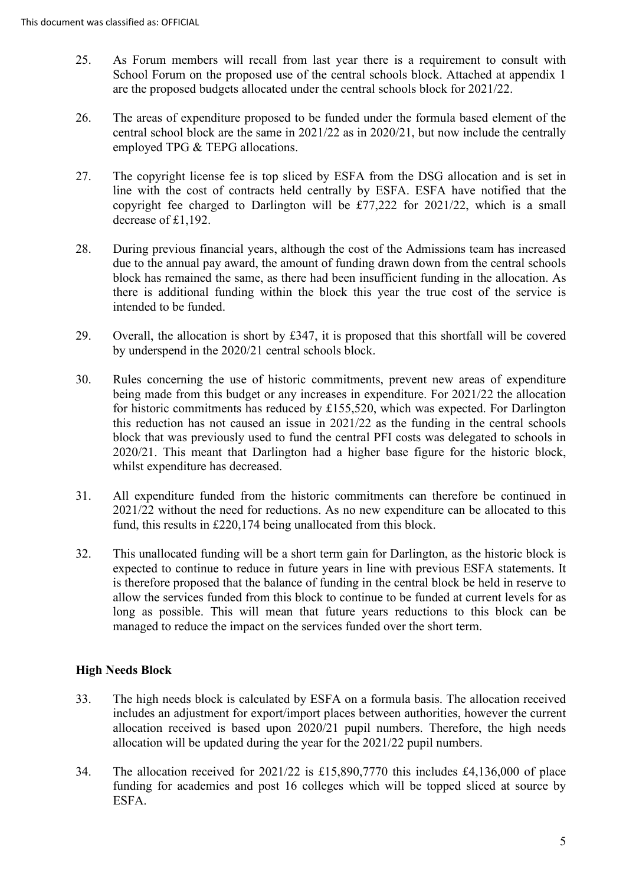25. As Forum members will recall from last year there is a requirement to consult with School Forum on the proposed use of the central schools block. Attached at appendix 1 are the proposed budgets allocated under the central schools block for 2021/22.

26. The areas of expenditure proposed to be funded under the formula based element of the central school block are the same in 2021/22 as in 2020/21, but now include the centrally employed TPG & TEPG allocations.

27. The copyright license fee is top sliced by ESFA from the DSG allocation and is set in line with the cost of contracts held centrally by ESFA. ESFA have notified that the copyright fee charged to Darlington will be £77,222 for 2021/22, which is a small decrease of £1,192.

28. During previous financial years, although the cost of the Admissions team has increased due to the annual pay award, the amount of funding drawn down from the central schools block has remained the same, as there had been insufficient funding in the allocation. As there is additional funding within the block this year the true cost of the service is intended to be funded.

29. Overall, the allocation is short by £347, it is proposed that this shortfall will be covered by underspend in the 2020/21 central schools block.

30. Rules concerning the use of historic commitments, prevent new areas of expenditure being made from this budget or any increases in expenditure. For 2021/22 the allocation for historic commitments has reduced by £155,520, which was expected. For Darlington this reduction has not caused an issue in 2021/22 as the funding in the central schools block that was previously used to fund the central PFI costs was delegated to schools in 2020/21. This meant that Darlington had a higher base figure for the historic block, whilst expenditure has decreased.

31. All expenditure funded from the historic commitments can therefore be continued in 2021/22 without the need for reductions. As no new expenditure can be allocated to this fund, this results in £220,174 being unallocated from this block.

32. This unallocated funding will be a short term gain for Darlington, as the historic block is expected to continue to reduce in future years in line with previous ESFA statements. It is therefore proposed that the balance of funding in the central block be held in reserve to allow the services funded from this block to continue to be funded at current levels for as long as possible. This will mean that future years reductions to this block can be managed to reduce the impact on the services funded over the short term.

**High Needs Block**

33. The high needs block is calculated by ESFA on a formula basis. The allocation received includes an adjustment for export/import places between authorities, however the current allocation received is based upon 2020/21 pupil numbers. Therefore, the high needs allocation will be updated during the year for the 2021/22 pupil numbers.

34. The allocation received for 2021/22 is £15,890,7770 this includes £4,136,000 of place funding for academies and post 16 colleges which will be topped sliced at source by ESFA.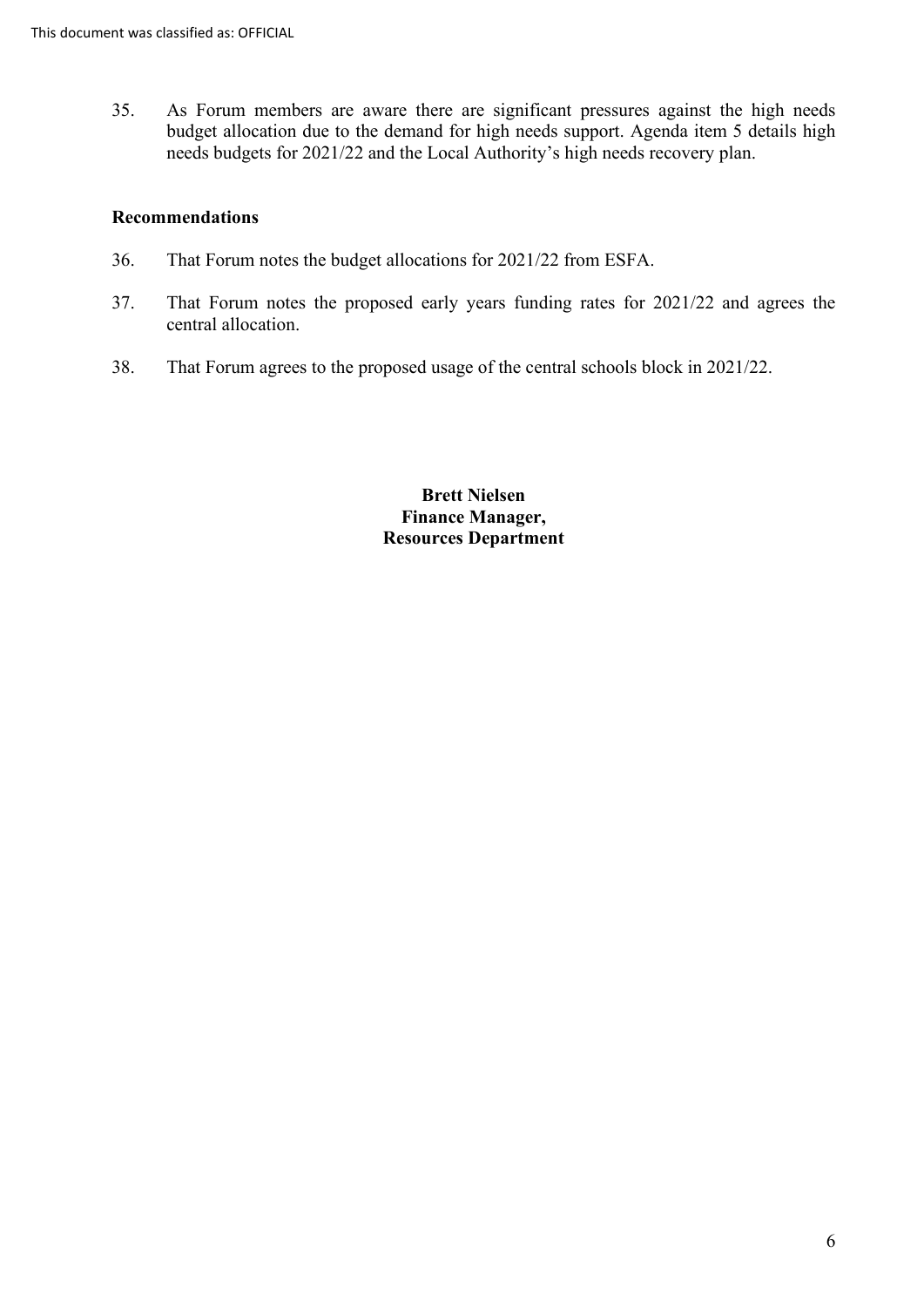35. As Forum members are aware there are significant pressures against the high needs budget allocation due to the demand for high needs support. Agenda item 5 details high needs budgets for 2021/22 and the Local Authority's high needs recovery plan.

**Recommendations**

36. That Forum notes the budget allocations for 2021/22 from ESFA.

37. That Forum notes the proposed early years funding rates for 2021/22 and agrees the central allocation.

38. That Forum agrees to the proposed usage of the central schools block in 2021/22.

**Brett Nielsen**
**Finance Manager,**
**Resources Department**